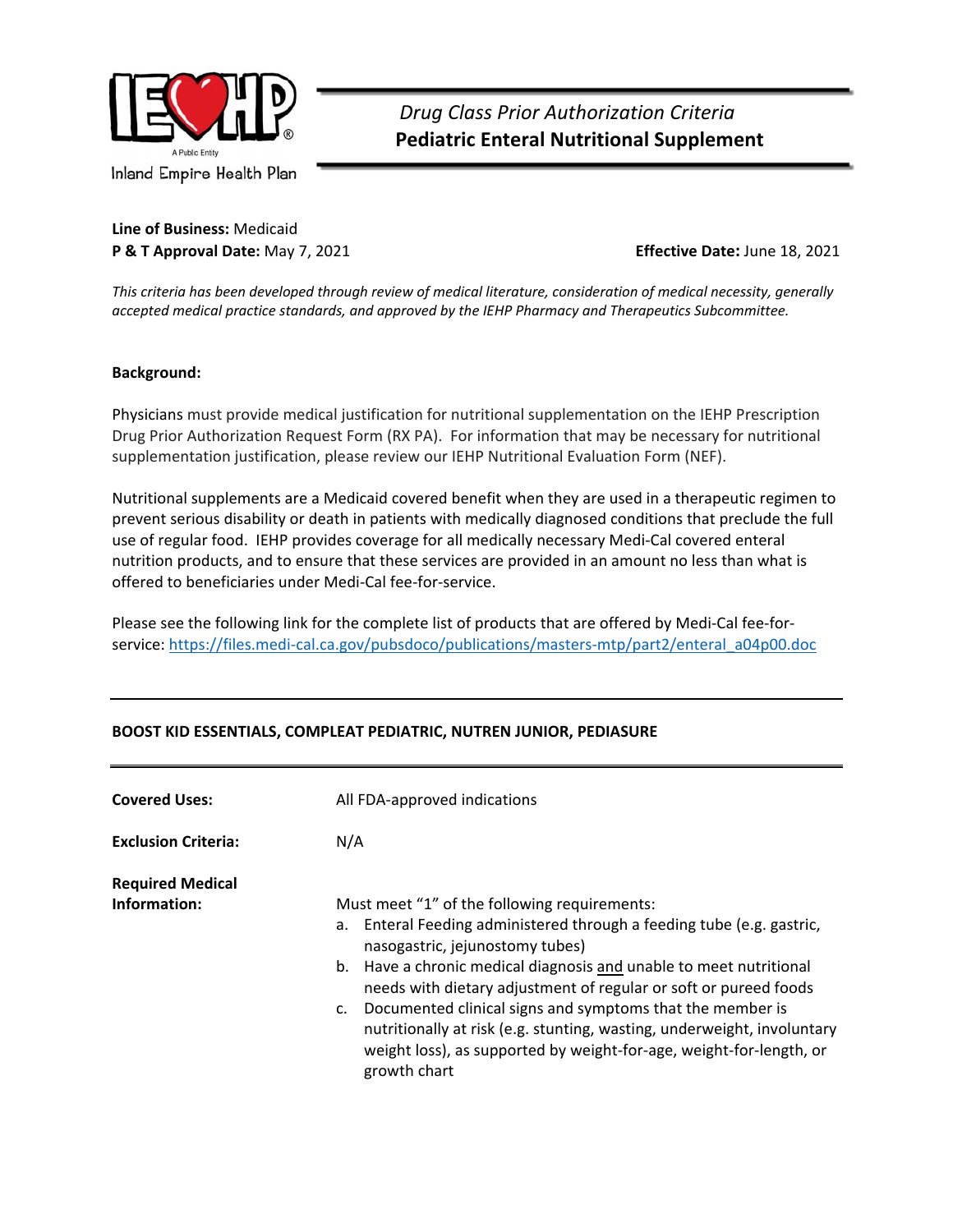Inland Empire Health Plan

*Drug Class Prior Authorization Criteria*
# Pediatric Enteral Nutritional Supplement

**Line of Business:** Medicaid
**P & T Approval Date:** May 7, 2021 **Effective Date:** June 18, 2021

*This criteria has been developed through review of medical literature, consideration of medical necessity, generally accepted medical practice standards, and approved by the IEHP Pharmacy and Therapeutics Subcommittee.*

**Background:**

Physicians must provide medical justification for nutritional supplementation on the IEHP Prescription Drug Prior Authorization Request Form (RX PA). For information that may be necessary for nutritional supplementation justification, please review our IEHP Nutritional Evaluation Form (NEF).

Nutritional supplements are a Medicaid covered benefit when they are used in a therapeutic regimen to prevent serious disability or death in patients with medically diagnosed conditions that preclude the full use of regular food. IEHP provides coverage for all medically necessary Medi-Cal covered enteral nutrition products, and to ensure that these services are provided in an amount no less than what is offered to beneficiaries under Medi-Cal fee-for-service.

Please see the following link for the complete list of products that are offered by Medi-Cal fee-for-service: https://files.medi-cal.ca.gov/pubsdoco/publications/masters-mtp/part2/enteral_a04p00.doc

---

## BOOST KID ESSENTIALS, COMPLEAT PEDIATRIC, NUTREN JUNIOR, PEDIASURE

---

**Covered Uses:** All FDA-approved indications

**Exclusion Criteria:** N/A

**Required Medical Information:**

Must meet "1" of the following requirements:

a. Enteral Feeding administered through a feeding tube (e.g. gastric, nasogastric, jejunostomy tubes)
b. Have a chronic medical diagnosis and unable to meet nutritional needs with dietary adjustment of regular or soft or pureed foods
c. Documented clinical signs and symptoms that the member is nutritionally at risk (e.g. stunting, wasting, underweight, involuntary weight loss), as supported by weight-for-age, weight-for-length, or growth chart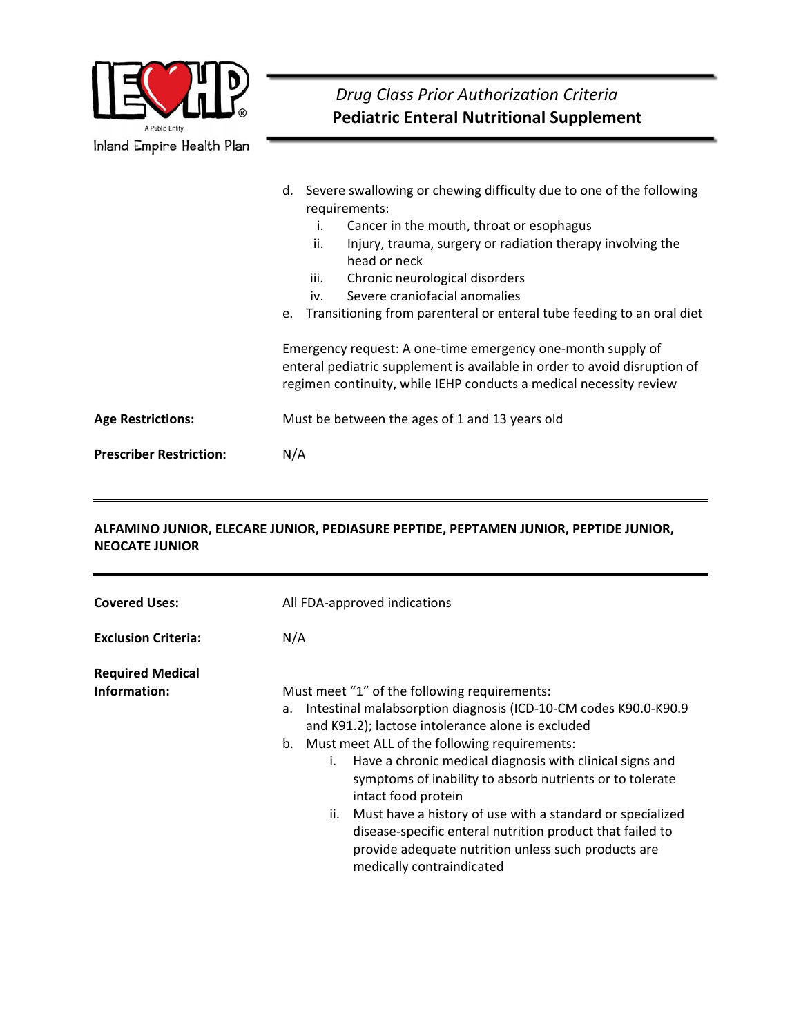d. Severe swallowing or chewing difficulty due to one of the following requirements:
   i. Cancer in the mouth, throat or esophagus
   ii. Injury, trauma, surgery or radiation therapy involving the head or neck
   iii. Chronic neurological disorders
   iv. Severe craniofacial anomalies

e. Transitioning from parenteral or enteral tube feeding to an oral diet

Emergency request: A one-time emergency one-month supply of enteral pediatric supplement is available in order to avoid disruption of regimen continuity, while IEHP conducts a medical necessity review

**Age Restrictions:** Must be between the ages of 1 and 13 years old

**Prescriber Restriction:** N/A

---

## ALFAMINO JUNIOR, ELECARE JUNIOR, PEDIASURE PEPTIDE, PEPTAMEN JUNIOR, PEPTIDE JUNIOR, NEOCATE JUNIOR

---

**Covered Uses:** All FDA-approved indications

**Exclusion Criteria:** N/A

**Required Medical Information:**

Must meet "1" of the following requirements:

a. Intestinal malabsorption diagnosis (ICD-10-CM codes K90.0-K90.9 and K91.2); lactose intolerance alone is excluded

b. Must meet ALL of the following requirements:
   i. Have a chronic medical diagnosis with clinical signs and symptoms of inability to absorb nutrients or to tolerate intact food protein
   ii. Must have a history of use with a standard or specialized disease-specific enteral nutrition product that failed to provide adequate nutrition unless such products are medically contraindicated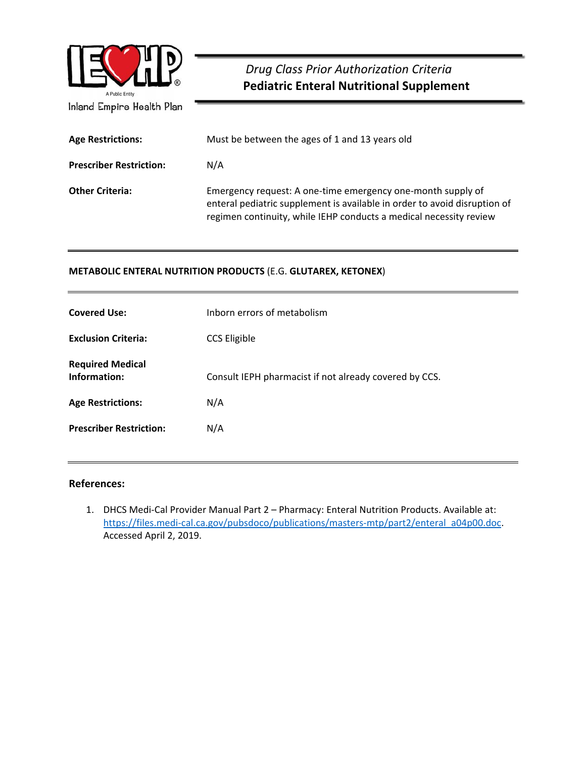Inland Empire Health Plan

*Drug Class Prior Authorization Criteria*
**Pediatric Enteral Nutritional Supplement**

| | |
|---|---|
| **Age Restrictions:** | Must be between the ages of 1 and 13 years old |
| **Prescriber Restriction:** | N/A |
| **Other Criteria:** | Emergency request: A one-time emergency one-month supply of enteral pediatric supplement is available in order to avoid disruption of regimen continuity, while IEHP conducts a medical necessity review |

---

**METABOLIC ENTERAL NUTRITION PRODUCTS** (E.G. **GLUTAREX, KETONEX**)

---

| | |
|---|---|
| **Covered Use:** | Inborn errors of metabolism |
| **Exclusion Criteria:** | CCS Eligible |
| **Required Medical Information:** | Consult IEPH pharmacist if not already covered by CCS. |
| **Age Restrictions:** | N/A |
| **Prescriber Restriction:** | N/A |

---

### References:

1. DHCS Medi-Cal Provider Manual Part 2 – Pharmacy: Enteral Nutrition Products. Available at: https://files.medi-cal.ca.gov/pubsdoco/publications/masters-mtp/part2/enteral_a04p00.doc. Accessed April 2, 2019.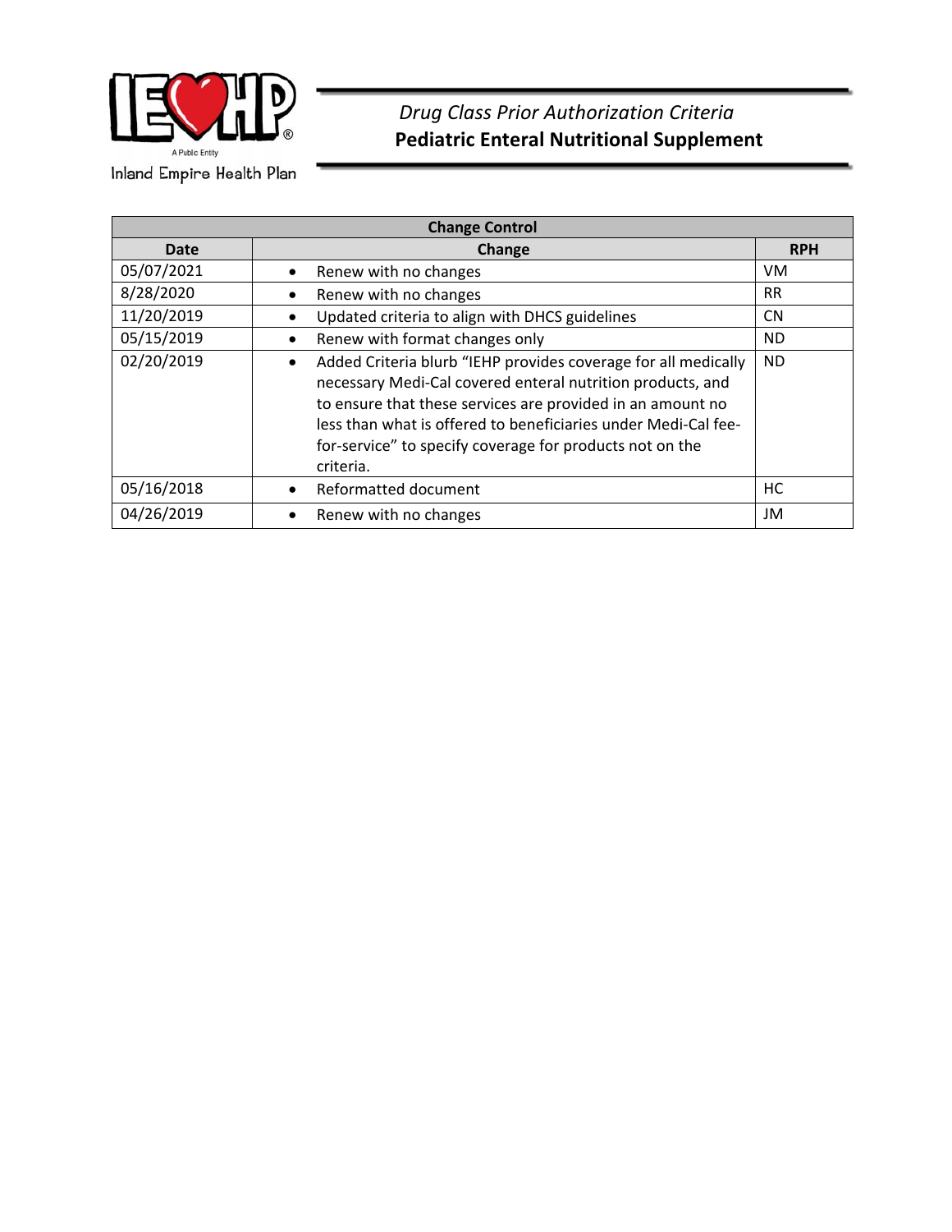*Drug Class Prior Authorization Criteria*

**Pediatric Enteral Nutritional Supplement**

| Change Control | | |
|---|---|---|
| **Date** | **Change** | **RPH** |
| 05/07/2021 | • Renew with no changes | VM |
| 8/28/2020 | • Renew with no changes | RR |
| 11/20/2019 | • Updated criteria to align with DHCS guidelines | CN |
| 05/15/2019 | • Renew with format changes only | ND |
| 02/20/2019 | • Added Criteria blurb "IEHP provides coverage for all medically necessary Medi-Cal covered enteral nutrition products, and to ensure that these services are provided in an amount no less than what is offered to beneficiaries under Medi-Cal fee-for-service" to specify coverage for products not on the criteria. | ND |
| 05/16/2018 | • Reformatted document | HC |
| 04/26/2019 | • Renew with no changes | JM |